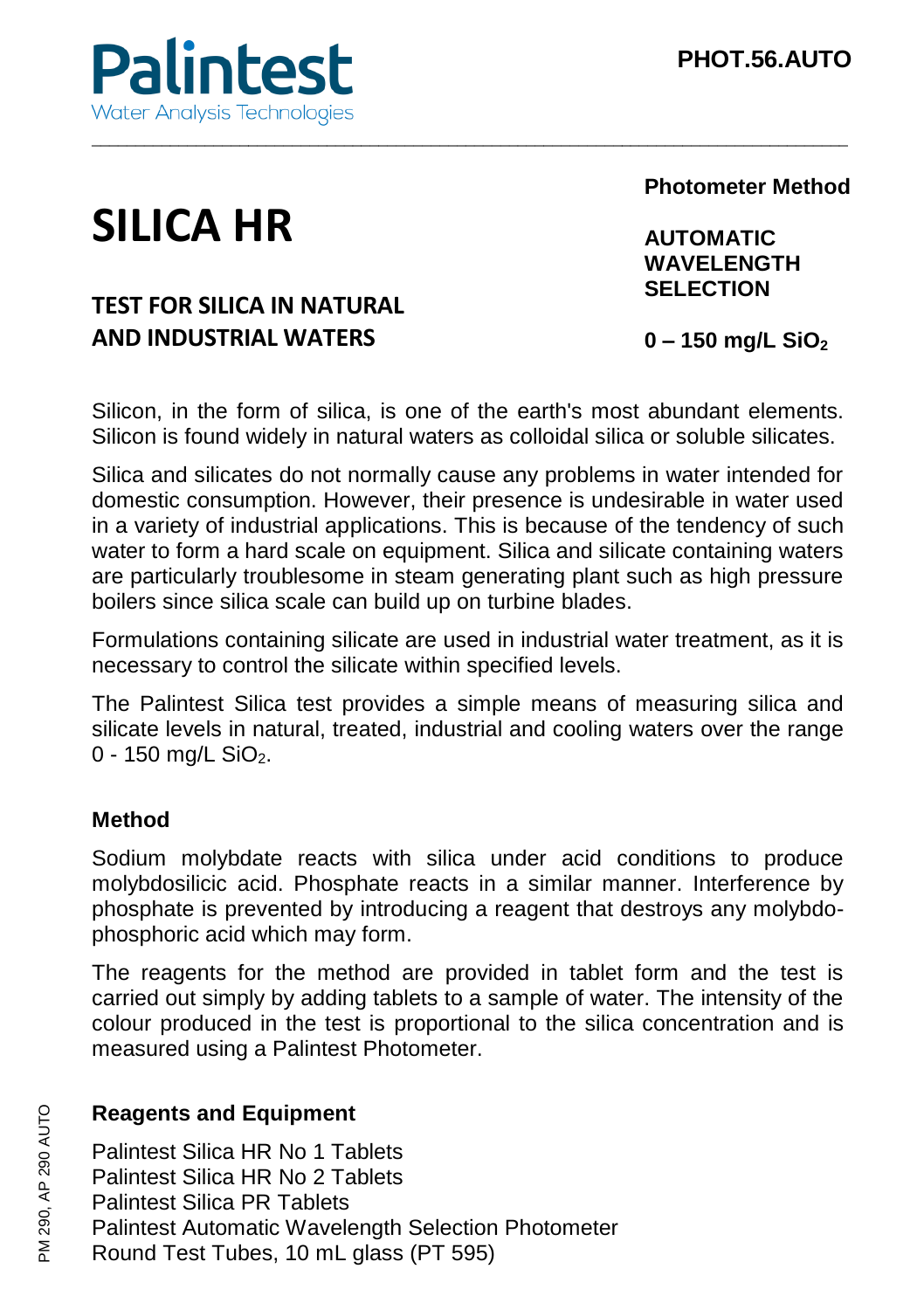Palintest
Water Analysis Technologies

PHOT.56.AUTO

# SILICA HR

## TEST FOR SILICA IN NATURAL AND INDUSTRIAL WATERS

**Photometer Method**

**AUTOMATIC WAVELENGTH SELECTION**

**0 – 150 mg/L $SiO_2$**

Silicon, in the form of silica, is one of the earth's most abundant elements. Silicon is found widely in natural waters as colloidal silica or soluble silicates.

Silica and silicates do not normally cause any problems in water intended for domestic consumption. However, their presence is undesirable in water used in a variety of industrial applications. This is because of the tendency of such water to form a hard scale on equipment. Silica and silicate containing waters are particularly troublesome in steam generating plant such as high pressure boilers since silica scale can build up on turbine blades.

Formulations containing silicate are used in industrial water treatment, as it is necessary to control the silicate within specified levels.

The Palintest Silica test provides a simple means of measuring silica and silicate levels in natural, treated, industrial and cooling waters over the range 0 - 150 mg/L $SiO_2$.

### Method

Sodium molybdate reacts with silica under acid conditions to produce molybdosilicic acid. Phosphate reacts in a similar manner. Interference by phosphate is prevented by introducing a reagent that destroys any molybdo-phosphoric acid which may form.

The reagents for the method are provided in tablet form and the test is carried out simply by adding tablets to a sample of water. The intensity of the colour produced in the test is proportional to the silica concentration and is measured using a Palintest Photometer.

### Reagents and Equipment

Palintest Silica HR No 1 Tablets
Palintest Silica HR No 2 Tablets
Palintest Silica PR Tablets
Palintest Automatic Wavelength Selection Photometer
Round Test Tubes, 10 mL glass (PT 595)

PM 290, AP 290 AUTO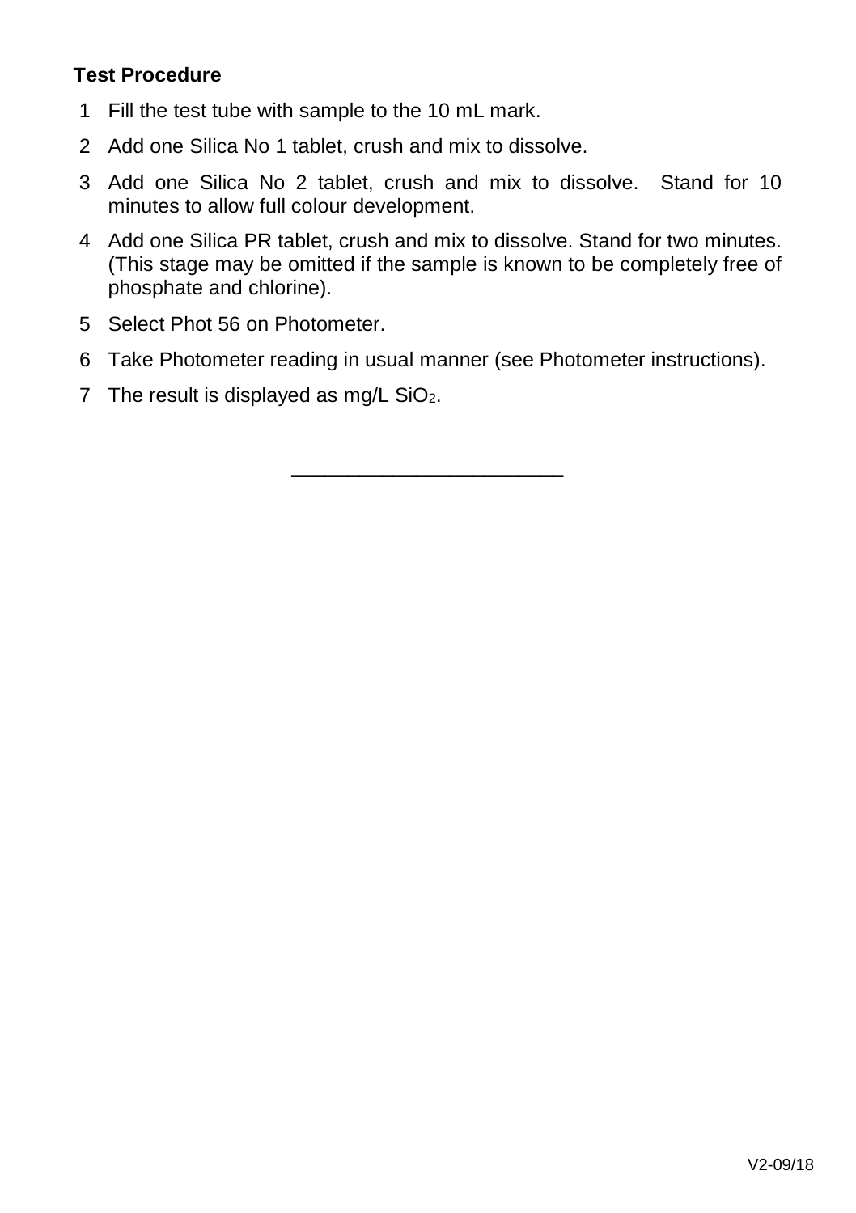**Test Procedure**

1. Fill the test tube with sample to the 10 mL mark.
2. Add one Silica No 1 tablet, crush and mix to dissolve.
3. Add one Silica No 2 tablet, crush and mix to dissolve. Stand for 10 minutes to allow full colour development.
4. Add one Silica PR tablet, crush and mix to dissolve. Stand for two minutes. (This stage may be omitted if the sample is known to be completely free of phosphate and chlorine).
5. Select Phot 56 on Photometer.
6. Take Photometer reading in usual manner (see Photometer instructions).
7. The result is displayed as mg/L $SiO_2$.

---

V2-09/18